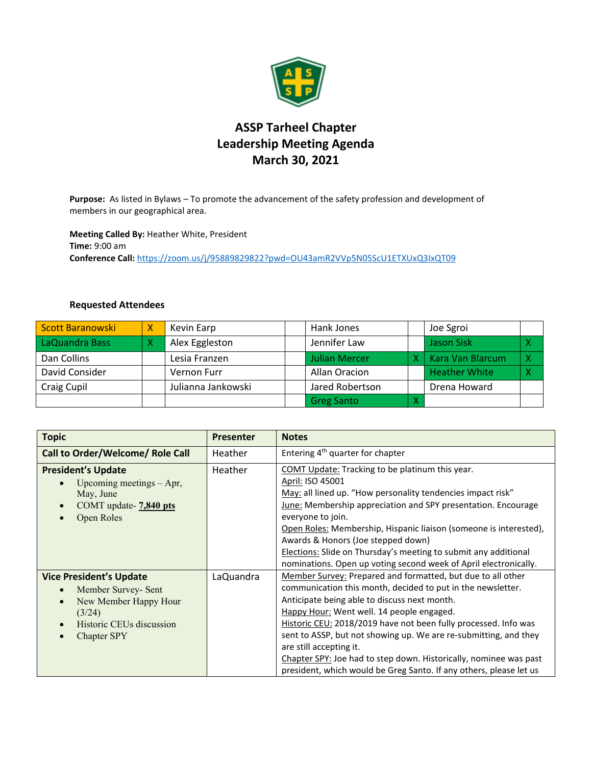# ASSP Tarheel Chapter
## Leadership Meeting Agenda
## March 30, 2021

**Purpose:** As listed in Bylaws – To promote the advancement of the safety profession and development of members in our geographical area.

**Meeting Called By:** Heather White, President
**Time:** 9:00 am
**Conference Call:** https://zoom.us/j/95889829822?pwd=OU43amR2VVp5N05ScU1ETXUxQ3IxQT09

### Requested Attendees

| | | | | | | | |
|---|---|---|---|---|---|---|---|
| Scott Baranowski | X | Kevin Earp | | Hank Jones | | Joe Sgroi | |
| LaQuandra Bass | X | Alex Eggleston | | Jennifer Law | | Jason Sisk | X |
| Dan Collins | | Lesia Franzen | | Julian Mercer | X | Kara Van Blarcum | X |
| David Consider | | Vernon Furr | | Allan Oracion | | Heather White | X |
| Craig Cupil | | Julianna Jankowski | | Jared Robertson | | Drena Howard | |
| | | | | Greg Santo | X | | |

| Topic | Presenter | Notes |
|---|---|---|
| **Call to Order/Welcome/ Role Call** | Heather | Entering 4th quarter for chapter |
| **President's Update**<br>• Upcoming meetings – Apr, May, June<br>• COMT update- **7,840 pts**<br>• Open Roles | Heather | COMT Update: Tracking to be platinum this year.<br>April: ISO 45001<br>May: all lined up. "How personality tendencies impact risk"<br>June: Membership appreciation and SPY presentation. Encourage everyone to join.<br>Open Roles: Membership, Hispanic liaison (someone is interested), Awards & Honors (Joe stepped down)<br>Elections: Slide on Thursday's meeting to submit any additional nominations. Open up voting second week of April electronically. |
| **Vice President's Update**<br>• Member Survey- Sent<br>• New Member Happy Hour (3/24)<br>• Historic CEUs discussion<br>• Chapter SPY | LaQuandra | Member Survey: Prepared and formatted, but due to all other communication this month, decided to put in the newsletter. Anticipate being able to discuss next month.<br>Happy Hour: Went well. 14 people engaged.<br>Historic CEU: 2018/2019 have not been fully processed. Info was sent to ASSP, but not showing up. We are re-submitting, and they are still accepting it.<br>Chapter SPY: Joe had to step down. Historically, nominee was past president, which would be Greg Santo. If any others, please let us |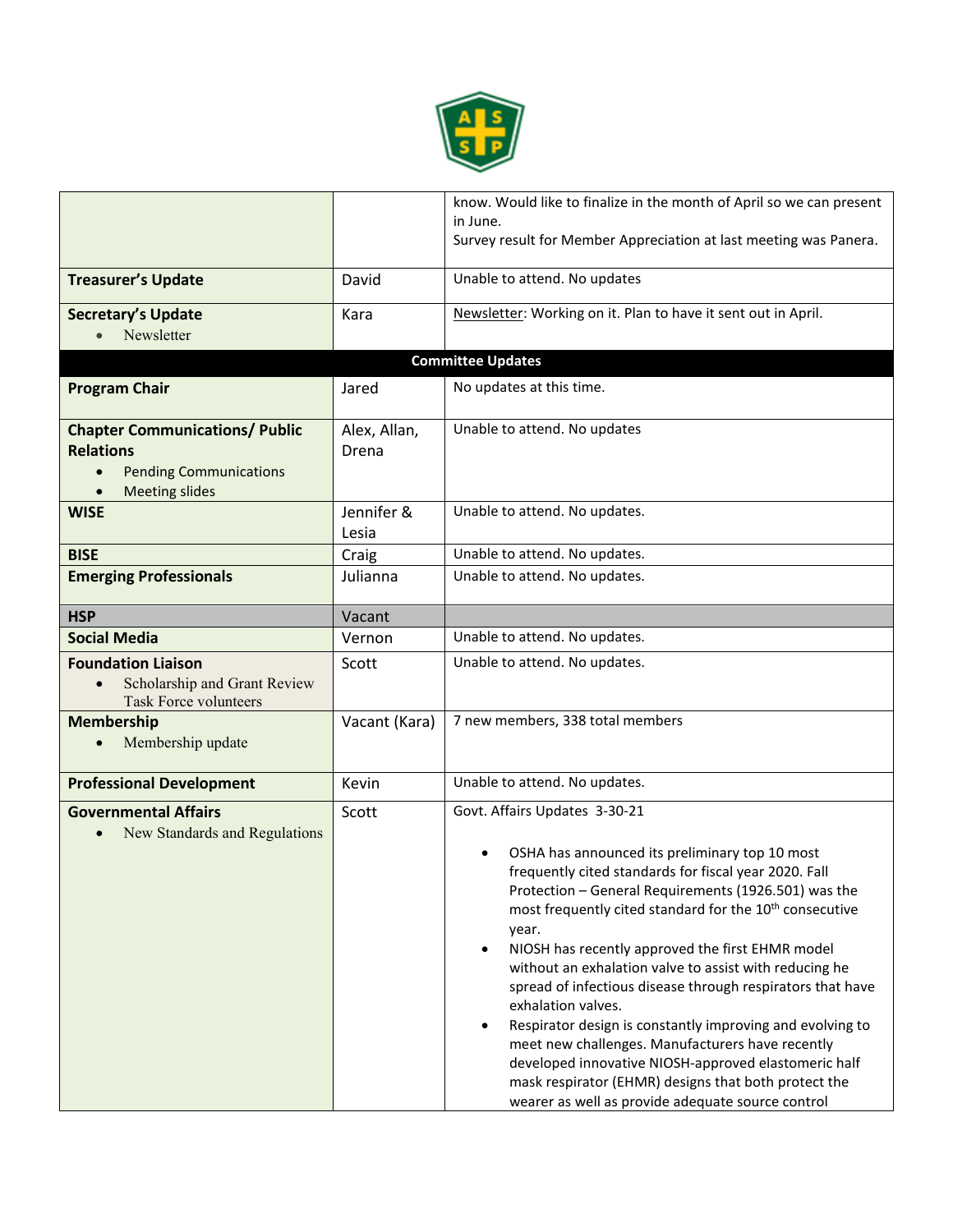| | | |
|---|---|---|
| | | know. Would like to finalize in the month of April so we can present in June.<br>Survey result for Member Appreciation at last meeting was Panera. |
| **Treasurer's Update** | David | Unable to attend. No updates |
| **Secretary's Update**<br>• Newsletter | Kara | Newsletter: Working on it. Plan to have it sent out in April. |
| | **Committee Updates** | |
| **Program Chair** | Jared | No updates at this time. |
| **Chapter Communications/ Public Relations**<br>• Pending Communications<br>• Meeting slides | Alex, Allan, Drena | Unable to attend. No updates |
| **WISE** | Jennifer & Lesia | Unable to attend. No updates. |
| **BISE** | Craig | Unable to attend. No updates. |
| **Emerging Professionals** | Julianna | Unable to attend. No updates. |
| **HSP** | Vacant | |
| **Social Media** | Vernon | Unable to attend. No updates. |
| **Foundation Liaison**<br>• Scholarship and Grant Review Task Force volunteers | Scott | Unable to attend. No updates. |
| **Membership**<br>• Membership update | Vacant (Kara) | 7 new members, 338 total members |
| **Professional Development** | Kevin | Unable to attend. No updates. |
| **Governmental Affairs**<br>• New Standards and Regulations | Scott | Govt. Affairs Updates 3-30-21<br>• OSHA has announced its preliminary top 10 most frequently cited standards for fiscal year 2020. Fall Protection – General Requirements (1926.501) was the most frequently cited standard for the 10th consecutive year.<br>• NIOSH has recently approved the first EHMR model without an exhalation valve to assist with reducing he spread of infectious disease through respirators that have exhalation valves.<br>• Respirator design is constantly improving and evolving to meet new challenges. Manufacturers have recently developed innovative NIOSH-approved elastomeric half mask respirator (EHMR) designs that both protect the wearer as well as provide adequate source control |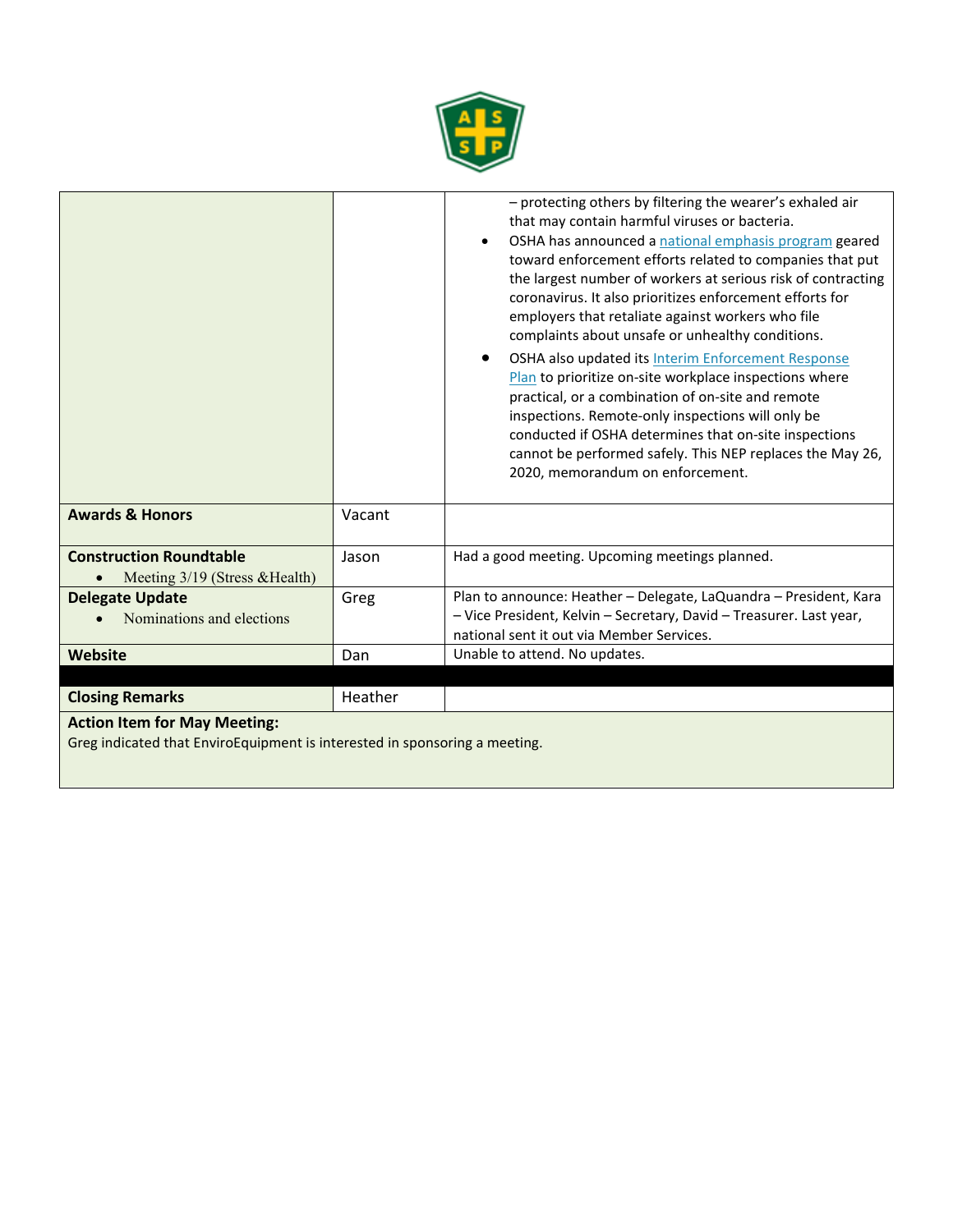| | | |
|---|---|---|
| | | – protecting others by filtering the wearer's exhaled air that may contain harmful viruses or bacteria.<br>• OSHA has announced a national emphasis program geared toward enforcement efforts related to companies that put the largest number of workers at serious risk of contracting coronavirus. It also prioritizes enforcement efforts for employers that retaliate against workers who file complaints about unsafe or unhealthy conditions.<br>• OSHA also updated its Interim Enforcement Response Plan to prioritize on-site workplace inspections where practical, or a combination of on-site and remote inspections. Remote-only inspections will only be conducted if OSHA determines that on-site inspections cannot be performed safely. This NEP replaces the May 26, 2020, memorandum on enforcement. |
| **Awards & Honors** | Vacant | |
| **Construction Roundtable**<br>• Meeting 3/19 (Stress &Health) | Jason | Had a good meeting. Upcoming meetings planned. |
| **Delegate Update**<br>• Nominations and elections | Greg | Plan to announce: Heather – Delegate, LaQuandra – President, Kara – Vice President, Kelvin – Secretary, David – Treasurer. Last year, national sent it out via Member Services. |
| **Website** | Dan | Unable to attend. No updates. |
| | | |
| **Closing Remarks** | Heather | |

**Action Item for May Meeting:**

Greg indicated that EnviroEquipment is interested in sponsoring a meeting.